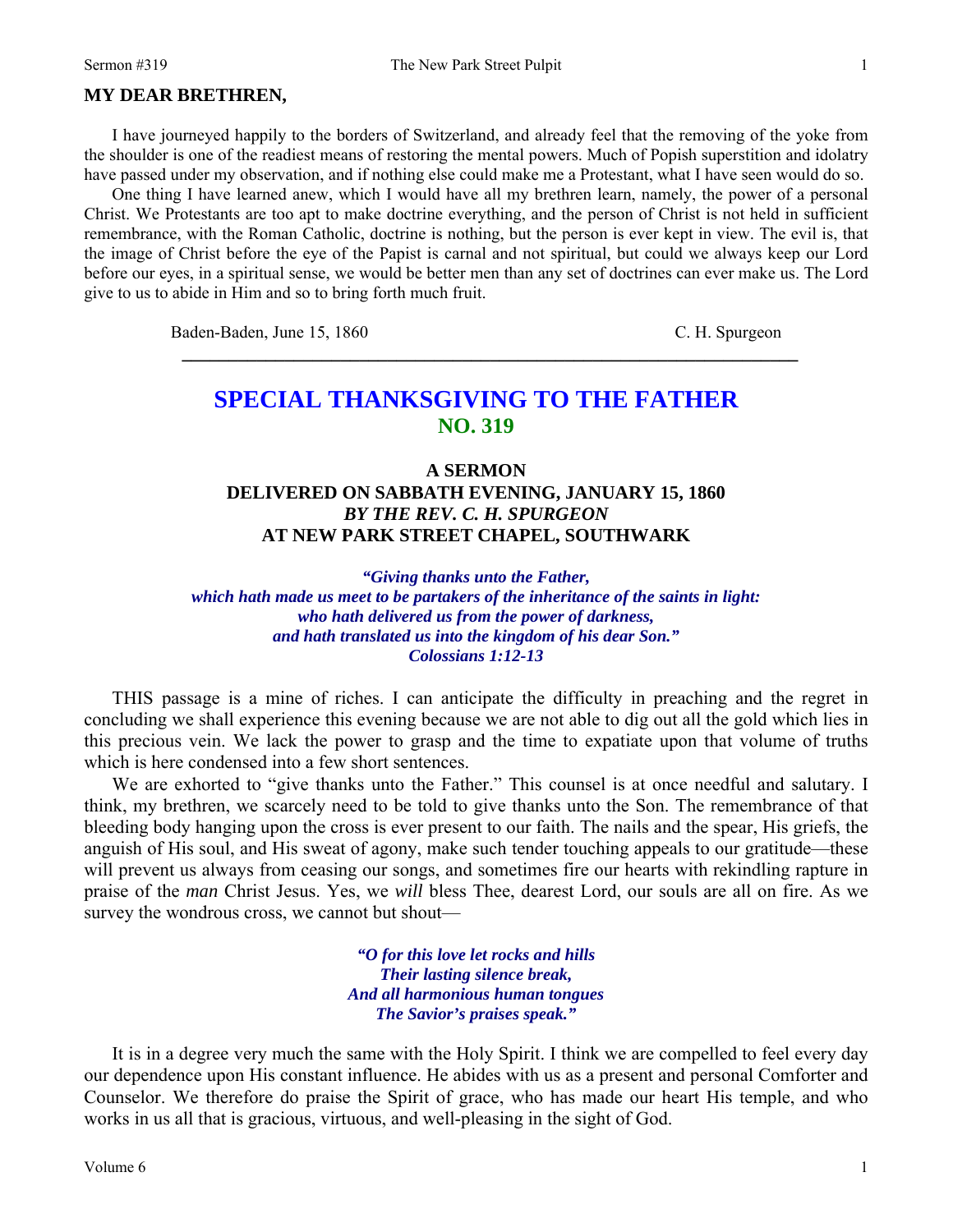**MY DEAR BRETHREN,**

I have journeyed happily to the borders of Switzerland, and already feel that the removing of the yoke from the shoulder is one of the readiest means of restoring the mental powers. Much of Popish superstition and idolatry have passed under my observation, and if nothing else could make me a Protestant, what I have seen would do so.

One thing I have learned anew, which I would have all my brethren learn, namely, the power of a personal Christ. We Protestants are too apt to make doctrine everything, and the person of Christ is not held in sufficient remembrance, with the Roman Catholic, doctrine is nothing, but the person is ever kept in view. The evil is, that the image of Christ before the eye of the Papist is carnal and not spiritual, but could we always keep our Lord before our eyes, in a spiritual sense, we would be better men than any set of doctrines can ever make us. The Lord give to us to abide in Him and so to bring forth much fruit.

Baden-Baden, June 15, 1860 — C. H. Spurgeon

---

# SPECIAL THANKSGIVING TO THE FATHER
## NO. 319

### A SERMON
### DELIVERED ON SABBATH EVENING, JANUARY 15, 1860
### *BY THE REV. C. H. SPURGEON*
### AT NEW PARK STREET CHAPEL, SOUTHWARK

*"Giving thanks unto the Father,*
*which hath made us meet to be partakers of the inheritance of the saints in light:*
*who hath delivered us from the power of darkness,*
*and hath translated us into the kingdom of his dear Son."*
*Colossians 1:12-13*

THIS passage is a mine of riches. I can anticipate the difficulty in preaching and the regret in concluding we shall experience this evening because we are not able to dig out all the gold which lies in this precious vein. We lack the power to grasp and the time to expatiate upon that volume of truths which is here condensed into a few short sentences.

We are exhorted to "give thanks unto the Father." This counsel is at once needful and salutary. I think, my brethren, we scarcely need to be told to give thanks unto the Son. The remembrance of that bleeding body hanging upon the cross is ever present to our faith. The nails and the spear, His griefs, the anguish of His soul, and His sweat of agony, make such tender touching appeals to our gratitude—these will prevent us always from ceasing our songs, and sometimes fire our hearts with rekindling rapture in praise of the *man* Christ Jesus. Yes, we *will* bless Thee, dearest Lord, our souls are all on fire. As we survey the wondrous cross, we cannot but shout—

*"O for this love let rocks and hills*
*Their lasting silence break,*
*And all harmonious human tongues*
*The Savior's praises speak."*

It is in a degree very much the same with the Holy Spirit. I think we are compelled to feel every day our dependence upon His constant influence. He abides with us as a present and personal Comforter and Counselor. We therefore do praise the Spirit of grace, who has made our heart His temple, and who works in us all that is gracious, virtuous, and well-pleasing in the sight of God.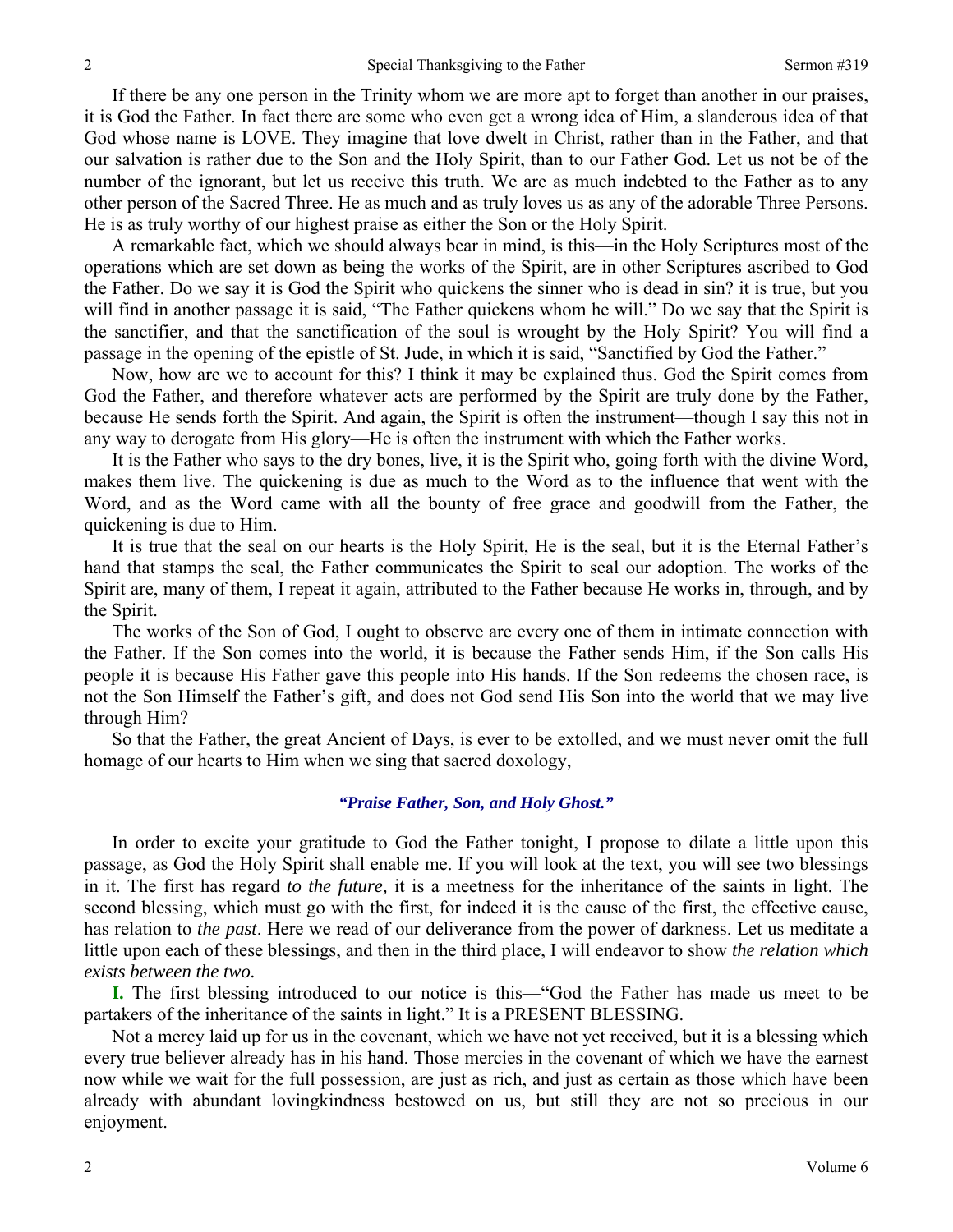If there be any one person in the Trinity whom we are more apt to forget than another in our praises, it is God the Father. In fact there are some who even get a wrong idea of Him, a slanderous idea of that God whose name is LOVE. They imagine that love dwelt in Christ, rather than in the Father, and that our salvation is rather due to the Son and the Holy Spirit, than to our Father God. Let us not be of the number of the ignorant, but let us receive this truth. We are as much indebted to the Father as to any other person of the Sacred Three. He as much and as truly loves us as any of the adorable Three Persons. He is as truly worthy of our highest praise as either the Son or the Holy Spirit.

A remarkable fact, which we should always bear in mind, is this—in the Holy Scriptures most of the operations which are set down as being the works of the Spirit, are in other Scriptures ascribed to God the Father. Do we say it is God the Spirit who quickens the sinner who is dead in sin? it is true, but you will find in another passage it is said, "The Father quickens whom he will." Do we say that the Spirit is the sanctifier, and that the sanctification of the soul is wrought by the Holy Spirit? You will find a passage in the opening of the epistle of St. Jude, in which it is said, "Sanctified by God the Father."

Now, how are we to account for this? I think it may be explained thus. God the Spirit comes from God the Father, and therefore whatever acts are performed by the Spirit are truly done by the Father, because He sends forth the Spirit. And again, the Spirit is often the instrument—though I say this not in any way to derogate from His glory—He is often the instrument with which the Father works.

It is the Father who says to the dry bones, live, it is the Spirit who, going forth with the divine Word, makes them live. The quickening is due as much to the Word as to the influence that went with the Word, and as the Word came with all the bounty of free grace and goodwill from the Father, the quickening is due to Him.

It is true that the seal on our hearts is the Holy Spirit, He is the seal, but it is the Eternal Father's hand that stamps the seal, the Father communicates the Spirit to seal our adoption. The works of the Spirit are, many of them, I repeat it again, attributed to the Father because He works in, through, and by the Spirit.

The works of the Son of God, I ought to observe are every one of them in intimate connection with the Father. If the Son comes into the world, it is because the Father sends Him, if the Son calls His people it is because His Father gave this people into His hands. If the Son redeems the chosen race, is not the Son Himself the Father's gift, and does not God send His Son into the world that we may live through Him?

So that the Father, the great Ancient of Days, is ever to be extolled, and we must never omit the full homage of our hearts to Him when we sing that sacred doxology,

***"Praise Father, Son, and Holy Ghost."***

In order to excite your gratitude to God the Father tonight, I propose to dilate a little upon this passage, as God the Holy Spirit shall enable me. If you will look at the text, you will see two blessings in it. The first has regard *to the future,* it is a meetness for the inheritance of the saints in light. The second blessing, which must go with the first, for indeed it is the cause of the first, the effective cause, has relation to *the past*. Here we read of our deliverance from the power of darkness. Let us meditate a little upon each of these blessings, and then in the third place, I will endeavor to show *the relation which exists between the two.*

**I.** The first blessing introduced to our notice is this—"God the Father has made us meet to be partakers of the inheritance of the saints in light." It is a PRESENT BLESSING.

Not a mercy laid up for us in the covenant, which we have not yet received, but it is a blessing which every true believer already has in his hand. Those mercies in the covenant of which we have the earnest now while we wait for the full possession, are just as rich, and just as certain as those which have been already with abundant lovingkindness bestowed on us, but still they are not so precious in our enjoyment.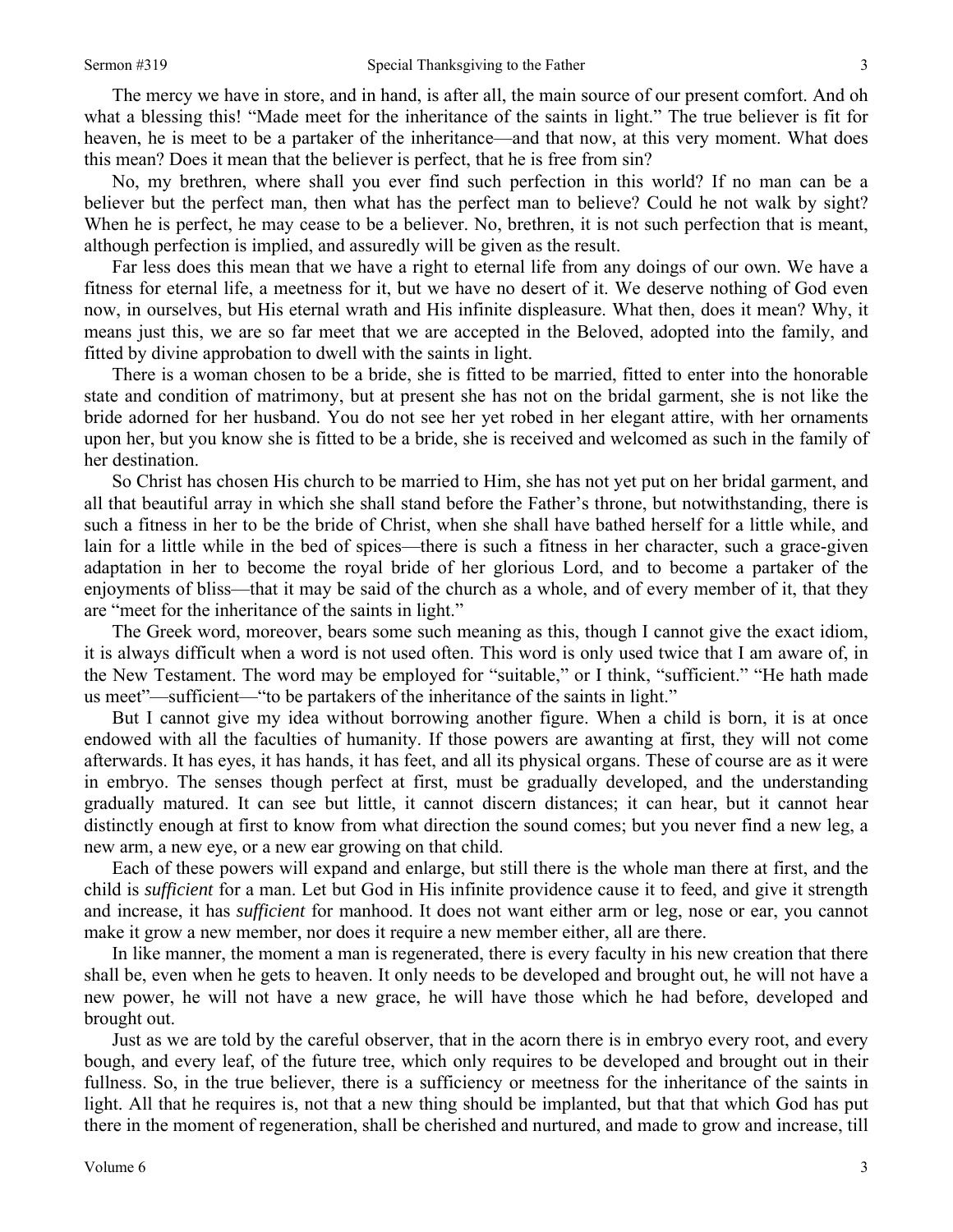The mercy we have in store, and in hand, is after all, the main source of our present comfort. And oh what a blessing this! "Made meet for the inheritance of the saints in light." The true believer is fit for heaven, he is meet to be a partaker of the inheritance—and that now, at this very moment. What does this mean? Does it mean that the believer is perfect, that he is free from sin?

No, my brethren, where shall you ever find such perfection in this world? If no man can be a believer but the perfect man, then what has the perfect man to believe? Could he not walk by sight? When he is perfect, he may cease to be a believer. No, brethren, it is not such perfection that is meant, although perfection is implied, and assuredly will be given as the result.

Far less does this mean that we have a right to eternal life from any doings of our own. We have a fitness for eternal life, a meetness for it, but we have no desert of it. We deserve nothing of God even now, in ourselves, but His eternal wrath and His infinite displeasure. What then, does it mean? Why, it means just this, we are so far meet that we are accepted in the Beloved, adopted into the family, and fitted by divine approbation to dwell with the saints in light.

There is a woman chosen to be a bride, she is fitted to be married, fitted to enter into the honorable state and condition of matrimony, but at present she has not on the bridal garment, she is not like the bride adorned for her husband. You do not see her yet robed in her elegant attire, with her ornaments upon her, but you know she is fitted to be a bride, she is received and welcomed as such in the family of her destination.

So Christ has chosen His church to be married to Him, she has not yet put on her bridal garment, and all that beautiful array in which she shall stand before the Father's throne, but notwithstanding, there is such a fitness in her to be the bride of Christ, when she shall have bathed herself for a little while, and lain for a little while in the bed of spices—there is such a fitness in her character, such a grace-given adaptation in her to become the royal bride of her glorious Lord, and to become a partaker of the enjoyments of bliss—that it may be said of the church as a whole, and of every member of it, that they are "meet for the inheritance of the saints in light."

The Greek word, moreover, bears some such meaning as this, though I cannot give the exact idiom, it is always difficult when a word is not used often. This word is only used twice that I am aware of, in the New Testament. The word may be employed for "suitable," or I think, "sufficient." "He hath made us meet"—sufficient—"to be partakers of the inheritance of the saints in light."

But I cannot give my idea without borrowing another figure. When a child is born, it is at once endowed with all the faculties of humanity. If those powers are awanting at first, they will not come afterwards. It has eyes, it has hands, it has feet, and all its physical organs. These of course are as it were in embryo. The senses though perfect at first, must be gradually developed, and the understanding gradually matured. It can see but little, it cannot discern distances; it can hear, but it cannot hear distinctly enough at first to know from what direction the sound comes; but you never find a new leg, a new arm, a new eye, or a new ear growing on that child.

Each of these powers will expand and enlarge, but still there is the whole man there at first, and the child is *sufficient* for a man. Let but God in His infinite providence cause it to feed, and give it strength and increase, it has *sufficient* for manhood. It does not want either arm or leg, nose or ear, you cannot make it grow a new member, nor does it require a new member either, all are there.

In like manner, the moment a man is regenerated, there is every faculty in his new creation that there shall be, even when he gets to heaven. It only needs to be developed and brought out, he will not have a new power, he will not have a new grace, he will have those which he had before, developed and brought out.

Just as we are told by the careful observer, that in the acorn there is in embryo every root, and every bough, and every leaf, of the future tree, which only requires to be developed and brought out in their fullness. So, in the true believer, there is a sufficiency or meetness for the inheritance of the saints in light. All that he requires is, not that a new thing should be implanted, but that that which God has put there in the moment of regeneration, shall be cherished and nurtured, and made to grow and increase, till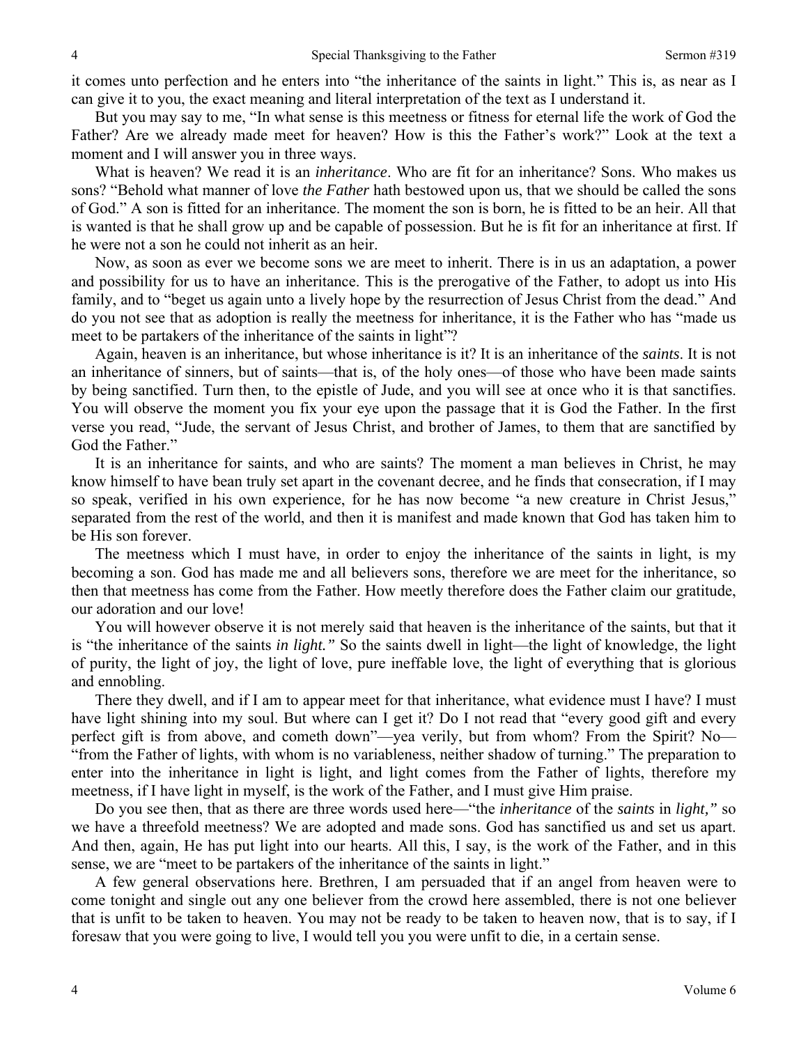it comes unto perfection and he enters into "the inheritance of the saints in light." This is, as near as I can give it to you, the exact meaning and literal interpretation of the text as I understand it.

But you may say to me, "In what sense is this meetness or fitness for eternal life the work of God the Father? Are we already made meet for heaven? How is this the Father's work?" Look at the text a moment and I will answer you in three ways.

What is heaven? We read it is an *inheritance*. Who are fit for an inheritance? Sons. Who makes us sons? "Behold what manner of love *the Father* hath bestowed upon us, that we should be called the sons of God." A son is fitted for an inheritance. The moment the son is born, he is fitted to be an heir. All that is wanted is that he shall grow up and be capable of possession. But he is fit for an inheritance at first. If he were not a son he could not inherit as an heir.

Now, as soon as ever we become sons we are meet to inherit. There is in us an adaptation, a power and possibility for us to have an inheritance. This is the prerogative of the Father, to adopt us into His family, and to "beget us again unto a lively hope by the resurrection of Jesus Christ from the dead." And do you not see that as adoption is really the meetness for inheritance, it is the Father who has "made us meet to be partakers of the inheritance of the saints in light"?

Again, heaven is an inheritance, but whose inheritance is it? It is an inheritance of the *saints*. It is not an inheritance of sinners, but of saints—that is, of the holy ones—of those who have been made saints by being sanctified. Turn then, to the epistle of Jude, and you will see at once who it is that sanctifies. You will observe the moment you fix your eye upon the passage that it is God the Father. In the first verse you read, "Jude, the servant of Jesus Christ, and brother of James, to them that are sanctified by God the Father."

It is an inheritance for saints, and who are saints? The moment a man believes in Christ, he may know himself to have bean truly set apart in the covenant decree, and he finds that consecration, if I may so speak, verified in his own experience, for he has now become "a new creature in Christ Jesus," separated from the rest of the world, and then it is manifest and made known that God has taken him to be His son forever.

The meetness which I must have, in order to enjoy the inheritance of the saints in light, is my becoming a son. God has made me and all believers sons, therefore we are meet for the inheritance, so then that meetness has come from the Father. How meetly therefore does the Father claim our gratitude, our adoration and our love!

You will however observe it is not merely said that heaven is the inheritance of the saints, but that it is "the inheritance of the saints *in light."* So the saints dwell in light—the light of knowledge, the light of purity, the light of joy, the light of love, pure ineffable love, the light of everything that is glorious and ennobling.

There they dwell, and if I am to appear meet for that inheritance, what evidence must I have? I must have light shining into my soul. But where can I get it? Do I not read that "every good gift and every perfect gift is from above, and cometh down"—yea verily, but from whom? From the Spirit? No—"from the Father of lights, with whom is no variableness, neither shadow of turning." The preparation to enter into the inheritance in light is light, and light comes from the Father of lights, therefore my meetness, if I have light in myself, is the work of the Father, and I must give Him praise.

Do you see then, that as there are three words used here—"the *inheritance* of the *saints* in *light,"* so we have a threefold meetness? We are adopted and made sons. God has sanctified us and set us apart. And then, again, He has put light into our hearts. All this, I say, is the work of the Father, and in this sense, we are "meet to be partakers of the inheritance of the saints in light."

A few general observations here. Brethren, I am persuaded that if an angel from heaven were to come tonight and single out any one believer from the crowd here assembled, there is not one believer that is unfit to be taken to heaven. You may not be ready to be taken to heaven now, that is to say, if I foresaw that you were going to live, I would tell you you were unfit to die, in a certain sense.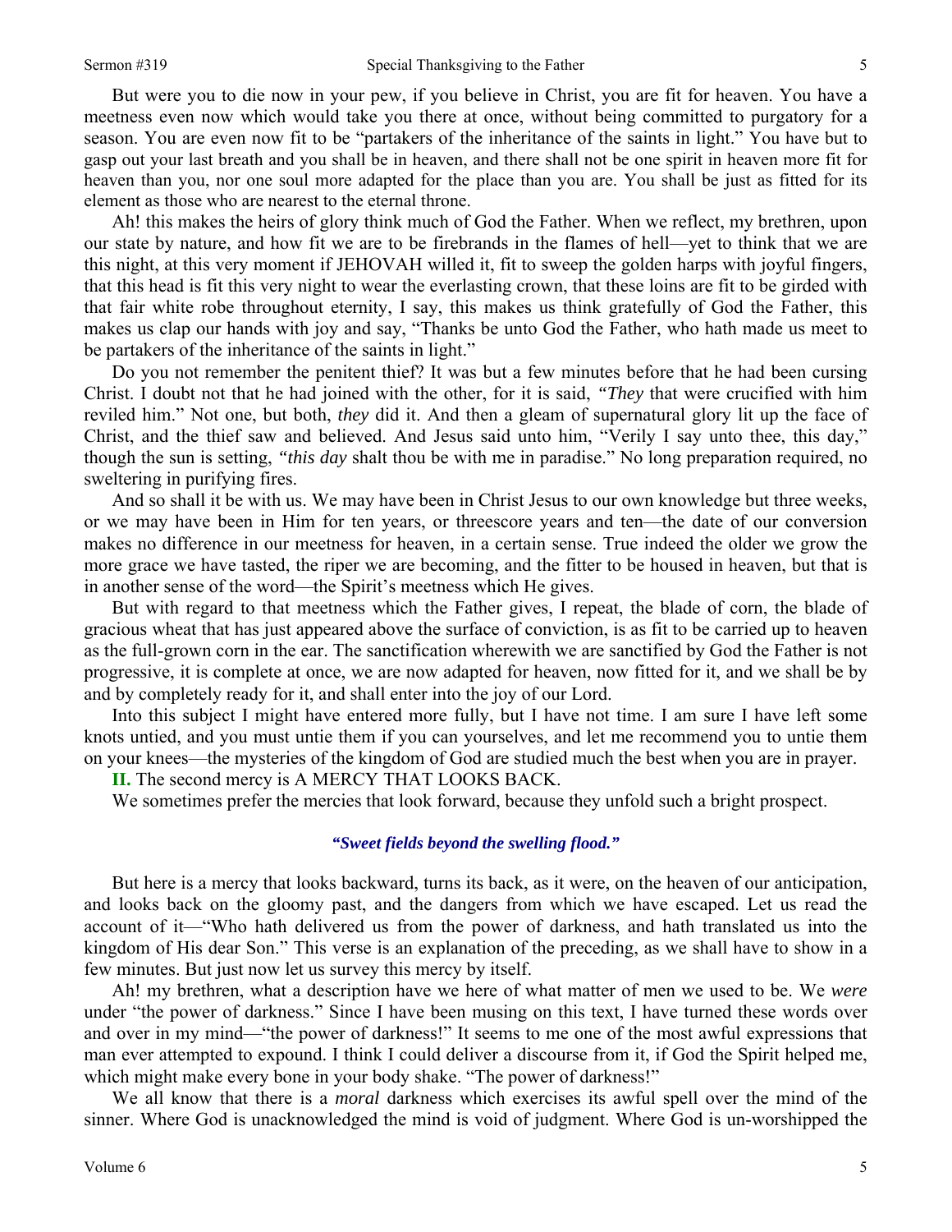But were you to die now in your pew, if you believe in Christ, you are fit for heaven. You have a meetness even now which would take you there at once, without being committed to purgatory for a season. You are even now fit to be "partakers of the inheritance of the saints in light." You have but to gasp out your last breath and you shall be in heaven, and there shall not be one spirit in heaven more fit for heaven than you, nor one soul more adapted for the place than you are. You shall be just as fitted for its element as those who are nearest to the eternal throne.

Ah! this makes the heirs of glory think much of God the Father. When we reflect, my brethren, upon our state by nature, and how fit we are to be firebrands in the flames of hell—yet to think that we are this night, at this very moment if JEHOVAH willed it, fit to sweep the golden harps with joyful fingers, that this head is fit this very night to wear the everlasting crown, that these loins are fit to be girded with that fair white robe throughout eternity, I say, this makes us think gratefully of God the Father, this makes us clap our hands with joy and say, "Thanks be unto God the Father, who hath made us meet to be partakers of the inheritance of the saints in light."

Do you not remember the penitent thief? It was but a few minutes before that he had been cursing Christ. I doubt not that he had joined with the other, for it is said, *"They* that were crucified with him reviled him." Not one, but both, *they* did it. And then a gleam of supernatural glory lit up the face of Christ, and the thief saw and believed. And Jesus said unto him, "Verily I say unto thee, this day," though the sun is setting, *"this day* shalt thou be with me in paradise." No long preparation required, no sweltering in purifying fires.

And so shall it be with us. We may have been in Christ Jesus to our own knowledge but three weeks, or we may have been in Him for ten years, or threescore years and ten—the date of our conversion makes no difference in our meetness for heaven, in a certain sense. True indeed the older we grow the more grace we have tasted, the riper we are becoming, and the fitter to be housed in heaven, but that is in another sense of the word—the Spirit's meetness which He gives.

But with regard to that meetness which the Father gives, I repeat, the blade of corn, the blade of gracious wheat that has just appeared above the surface of conviction, is as fit to be carried up to heaven as the full-grown corn in the ear. The sanctification wherewith we are sanctified by God the Father is not progressive, it is complete at once, we are now adapted for heaven, now fitted for it, and we shall be by and by completely ready for it, and shall enter into the joy of our Lord.

Into this subject I might have entered more fully, but I have not time. I am sure I have left some knots untied, and you must untie them if you can yourselves, and let me recommend you to untie them on your knees—the mysteries of the kingdom of God are studied much the best when you are in prayer.

**II.** The second mercy is A MERCY THAT LOOKS BACK.

We sometimes prefer the mercies that look forward, because they unfold such a bright prospect.

***"Sweet fields beyond the swelling flood."***

But here is a mercy that looks backward, turns its back, as it were, on the heaven of our anticipation, and looks back on the gloomy past, and the dangers from which we have escaped. Let us read the account of it—"Who hath delivered us from the power of darkness, and hath translated us into the kingdom of His dear Son." This verse is an explanation of the preceding, as we shall have to show in a few minutes. But just now let us survey this mercy by itself.

Ah! my brethren, what a description have we here of what matter of men we used to be. We *were* under "the power of darkness." Since I have been musing on this text, I have turned these words over and over in my mind—"the power of darkness!" It seems to me one of the most awful expressions that man ever attempted to expound. I think I could deliver a discourse from it, if God the Spirit helped me, which might make every bone in your body shake. "The power of darkness!"

We all know that there is a *moral* darkness which exercises its awful spell over the mind of the sinner. Where God is unacknowledged the mind is void of judgment. Where God is un-worshipped the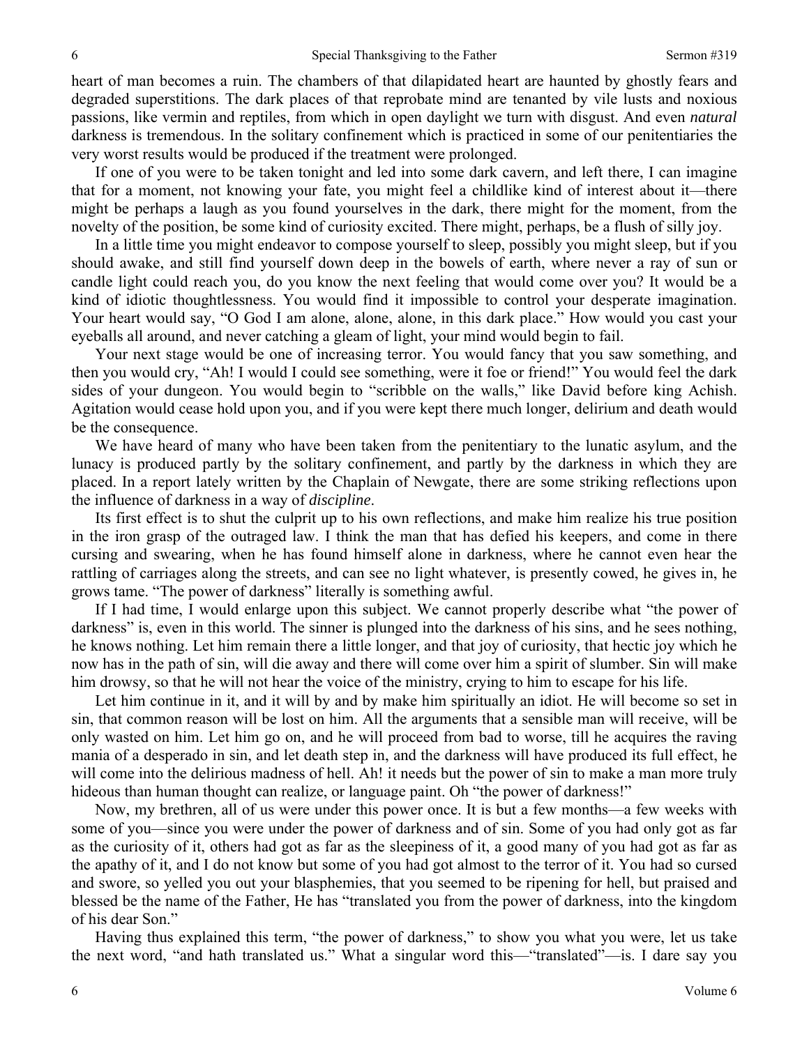heart of man becomes a ruin. The chambers of that dilapidated heart are haunted by ghostly fears and degraded superstitions. The dark places of that reprobate mind are tenanted by vile lusts and noxious passions, like vermin and reptiles, from which in open daylight we turn with disgust. And even *natural* darkness is tremendous. In the solitary confinement which is practiced in some of our penitentiaries the very worst results would be produced if the treatment were prolonged.

If one of you were to be taken tonight and led into some dark cavern, and left there, I can imagine that for a moment, not knowing your fate, you might feel a childlike kind of interest about it—there might be perhaps a laugh as you found yourselves in the dark, there might for the moment, from the novelty of the position, be some kind of curiosity excited. There might, perhaps, be a flush of silly joy.

In a little time you might endeavor to compose yourself to sleep, possibly you might sleep, but if you should awake, and still find yourself down deep in the bowels of earth, where never a ray of sun or candle light could reach you, do you know the next feeling that would come over you? It would be a kind of idiotic thoughtlessness. You would find it impossible to control your desperate imagination. Your heart would say, "O God I am alone, alone, alone, in this dark place." How would you cast your eyeballs all around, and never catching a gleam of light, your mind would begin to fail.

Your next stage would be one of increasing terror. You would fancy that you saw something, and then you would cry, "Ah! I would I could see something, were it foe or friend!" You would feel the dark sides of your dungeon. You would begin to "scribble on the walls," like David before king Achish. Agitation would cease hold upon you, and if you were kept there much longer, delirium and death would be the consequence.

We have heard of many who have been taken from the penitentiary to the lunatic asylum, and the lunacy is produced partly by the solitary confinement, and partly by the darkness in which they are placed. In a report lately written by the Chaplain of Newgate, there are some striking reflections upon the influence of darkness in a way of *discipline*.

Its first effect is to shut the culprit up to his own reflections, and make him realize his true position in the iron grasp of the outraged law. I think the man that has defied his keepers, and come in there cursing and swearing, when he has found himself alone in darkness, where he cannot even hear the rattling of carriages along the streets, and can see no light whatever, is presently cowed, he gives in, he grows tame. "The power of darkness" literally is something awful.

If I had time, I would enlarge upon this subject. We cannot properly describe what "the power of darkness" is, even in this world. The sinner is plunged into the darkness of his sins, and he sees nothing, he knows nothing. Let him remain there a little longer, and that joy of curiosity, that hectic joy which he now has in the path of sin, will die away and there will come over him a spirit of slumber. Sin will make him drowsy, so that he will not hear the voice of the ministry, crying to him to escape for his life.

Let him continue in it, and it will by and by make him spiritually an idiot. He will become so set in sin, that common reason will be lost on him. All the arguments that a sensible man will receive, will be only wasted on him. Let him go on, and he will proceed from bad to worse, till he acquires the raving mania of a desperado in sin, and let death step in, and the darkness will have produced its full effect, he will come into the delirious madness of hell. Ah! it needs but the power of sin to make a man more truly hideous than human thought can realize, or language paint. Oh "the power of darkness!"

Now, my brethren, all of us were under this power once. It is but a few months—a few weeks with some of you—since you were under the power of darkness and of sin. Some of you had only got as far as the curiosity of it, others had got as far as the sleepiness of it, a good many of you had got as far as the apathy of it, and I do not know but some of you had got almost to the terror of it. You had so cursed and swore, so yelled you out your blasphemies, that you seemed to be ripening for hell, but praised and blessed be the name of the Father, He has "translated you from the power of darkness, into the kingdom of his dear Son."

Having thus explained this term, "the power of darkness," to show you what you were, let us take the next word, "and hath translated us." What a singular word this—"translated"—is. I dare say you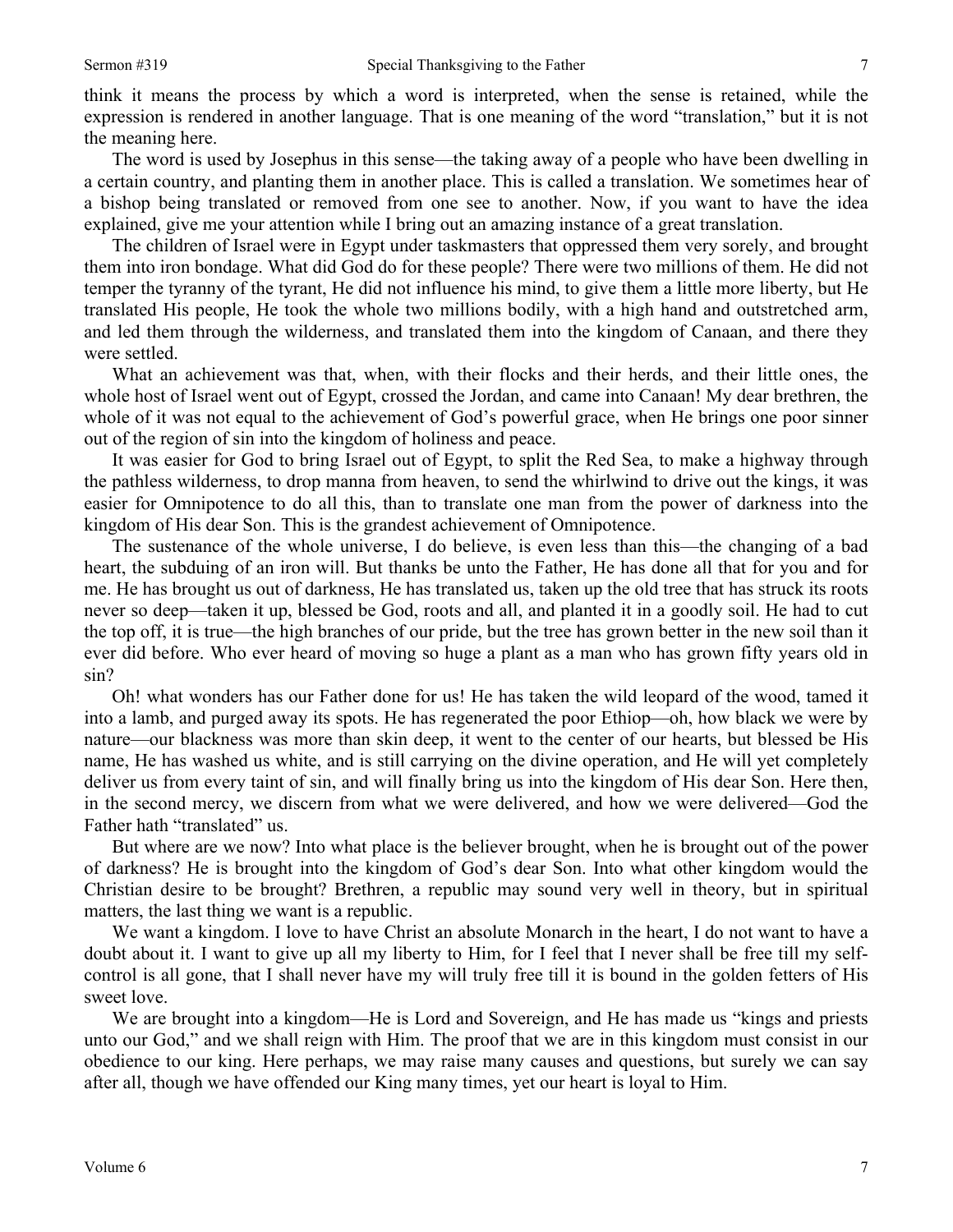think it means the process by which a word is interpreted, when the sense is retained, while the expression is rendered in another language. That is one meaning of the word "translation," but it is not the meaning here.

The word is used by Josephus in this sense—the taking away of a people who have been dwelling in a certain country, and planting them in another place. This is called a translation. We sometimes hear of a bishop being translated or removed from one see to another. Now, if you want to have the idea explained, give me your attention while I bring out an amazing instance of a great translation.

The children of Israel were in Egypt under taskmasters that oppressed them very sorely, and brought them into iron bondage. What did God do for these people? There were two millions of them. He did not temper the tyranny of the tyrant, He did not influence his mind, to give them a little more liberty, but He translated His people, He took the whole two millions bodily, with a high hand and outstretched arm, and led them through the wilderness, and translated them into the kingdom of Canaan, and there they were settled.

What an achievement was that, when, with their flocks and their herds, and their little ones, the whole host of Israel went out of Egypt, crossed the Jordan, and came into Canaan! My dear brethren, the whole of it was not equal to the achievement of God's powerful grace, when He brings one poor sinner out of the region of sin into the kingdom of holiness and peace.

It was easier for God to bring Israel out of Egypt, to split the Red Sea, to make a highway through the pathless wilderness, to drop manna from heaven, to send the whirlwind to drive out the kings, it was easier for Omnipotence to do all this, than to translate one man from the power of darkness into the kingdom of His dear Son. This is the grandest achievement of Omnipotence.

The sustenance of the whole universe, I do believe, is even less than this—the changing of a bad heart, the subduing of an iron will. But thanks be unto the Father, He has done all that for you and for me. He has brought us out of darkness, He has translated us, taken up the old tree that has struck its roots never so deep—taken it up, blessed be God, roots and all, and planted it in a goodly soil. He had to cut the top off, it is true—the high branches of our pride, but the tree has grown better in the new soil than it ever did before. Who ever heard of moving so huge a plant as a man who has grown fifty years old in sin?

Oh! what wonders has our Father done for us! He has taken the wild leopard of the wood, tamed it into a lamb, and purged away its spots. He has regenerated the poor Ethiop—oh, how black we were by nature—our blackness was more than skin deep, it went to the center of our hearts, but blessed be His name, He has washed us white, and is still carrying on the divine operation, and He will yet completely deliver us from every taint of sin, and will finally bring us into the kingdom of His dear Son. Here then, in the second mercy, we discern from what we were delivered, and how we were delivered—God the Father hath "translated" us.

But where are we now? Into what place is the believer brought, when he is brought out of the power of darkness? He is brought into the kingdom of God's dear Son. Into what other kingdom would the Christian desire to be brought? Brethren, a republic may sound very well in theory, but in spiritual matters, the last thing we want is a republic.

We want a kingdom. I love to have Christ an absolute Monarch in the heart, I do not want to have a doubt about it. I want to give up all my liberty to Him, for I feel that I never shall be free till my self-control is all gone, that I shall never have my will truly free till it is bound in the golden fetters of His sweet love.

We are brought into a kingdom—He is Lord and Sovereign, and He has made us "kings and priests unto our God," and we shall reign with Him. The proof that we are in this kingdom must consist in our obedience to our king. Here perhaps, we may raise many causes and questions, but surely we can say after all, though we have offended our King many times, yet our heart is loyal to Him.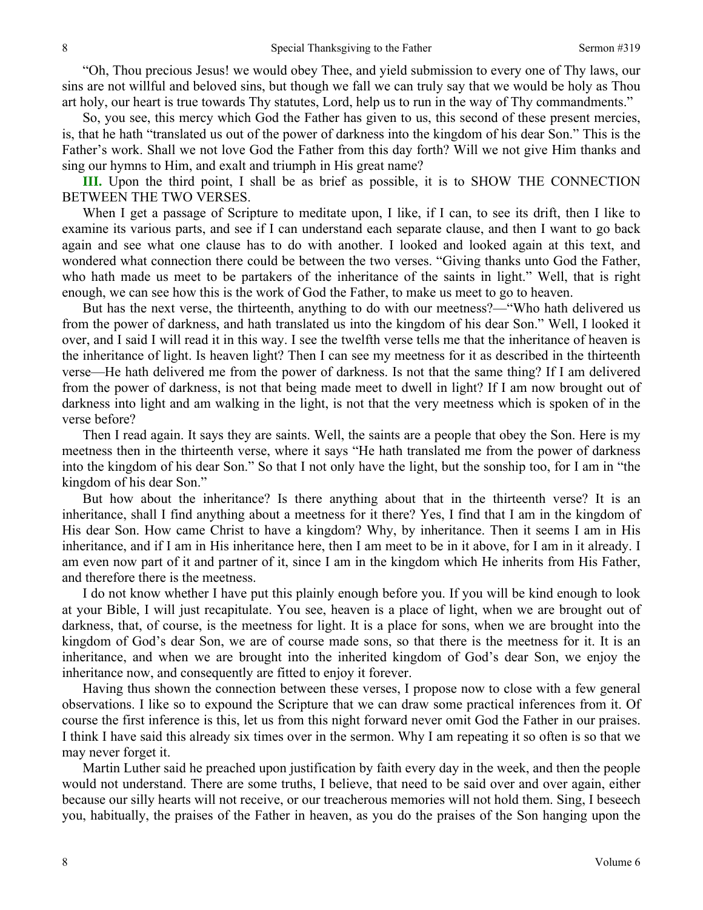"Oh, Thou precious Jesus! we would obey Thee, and yield submission to every one of Thy laws, our sins are not willful and beloved sins, but though we fall we can truly say that we would be holy as Thou art holy, our heart is true towards Thy statutes, Lord, help us to run in the way of Thy commandments."

So, you see, this mercy which God the Father has given to us, this second of these present mercies, is, that he hath "translated us out of the power of darkness into the kingdom of his dear Son." This is the Father's work. Shall we not love God the Father from this day forth? Will we not give Him thanks and sing our hymns to Him, and exalt and triumph in His great name?

**III.** Upon the third point, I shall be as brief as possible, it is to SHOW THE CONNECTION BETWEEN THE TWO VERSES.

When I get a passage of Scripture to meditate upon, I like, if I can, to see its drift, then I like to examine its various parts, and see if I can understand each separate clause, and then I want to go back again and see what one clause has to do with another. I looked and looked again at this text, and wondered what connection there could be between the two verses. "Giving thanks unto God the Father, who hath made us meet to be partakers of the inheritance of the saints in light." Well, that is right enough, we can see how this is the work of God the Father, to make us meet to go to heaven.

But has the next verse, the thirteenth, anything to do with our meetness?—"Who hath delivered us from the power of darkness, and hath translated us into the kingdom of his dear Son." Well, I looked it over, and I said I will read it in this way. I see the twelfth verse tells me that the inheritance of heaven is the inheritance of light. Is heaven light? Then I can see my meetness for it as described in the thirteenth verse—He hath delivered me from the power of darkness. Is not that the same thing? If I am delivered from the power of darkness, is not that being made meet to dwell in light? If I am now brought out of darkness into light and am walking in the light, is not that the very meetness which is spoken of in the verse before?

Then I read again. It says they are saints. Well, the saints are a people that obey the Son. Here is my meetness then in the thirteenth verse, where it says "He hath translated me from the power of darkness into the kingdom of his dear Son." So that I not only have the light, but the sonship too, for I am in "the kingdom of his dear Son."

But how about the inheritance? Is there anything about that in the thirteenth verse? It is an inheritance, shall I find anything about a meetness for it there? Yes, I find that I am in the kingdom of His dear Son. How came Christ to have a kingdom? Why, by inheritance. Then it seems I am in His inheritance, and if I am in His inheritance here, then I am meet to be in it above, for I am in it already. I am even now part of it and partner of it, since I am in the kingdom which He inherits from His Father, and therefore there is the meetness.

I do not know whether I have put this plainly enough before you. If you will be kind enough to look at your Bible, I will just recapitulate. You see, heaven is a place of light, when we are brought out of darkness, that, of course, is the meetness for light. It is a place for sons, when we are brought into the kingdom of God's dear Son, we are of course made sons, so that there is the meetness for it. It is an inheritance, and when we are brought into the inherited kingdom of God's dear Son, we enjoy the inheritance now, and consequently are fitted to enjoy it forever.

Having thus shown the connection between these verses, I propose now to close with a few general observations. I like so to expound the Scripture that we can draw some practical inferences from it. Of course the first inference is this, let us from this night forward never omit God the Father in our praises. I think I have said this already six times over in the sermon. Why I am repeating it so often is so that we may never forget it.

Martin Luther said he preached upon justification by faith every day in the week, and then the people would not understand. There are some truths, I believe, that need to be said over and over again, either because our silly hearts will not receive, or our treacherous memories will not hold them. Sing, I beseech you, habitually, the praises of the Father in heaven, as you do the praises of the Son hanging upon the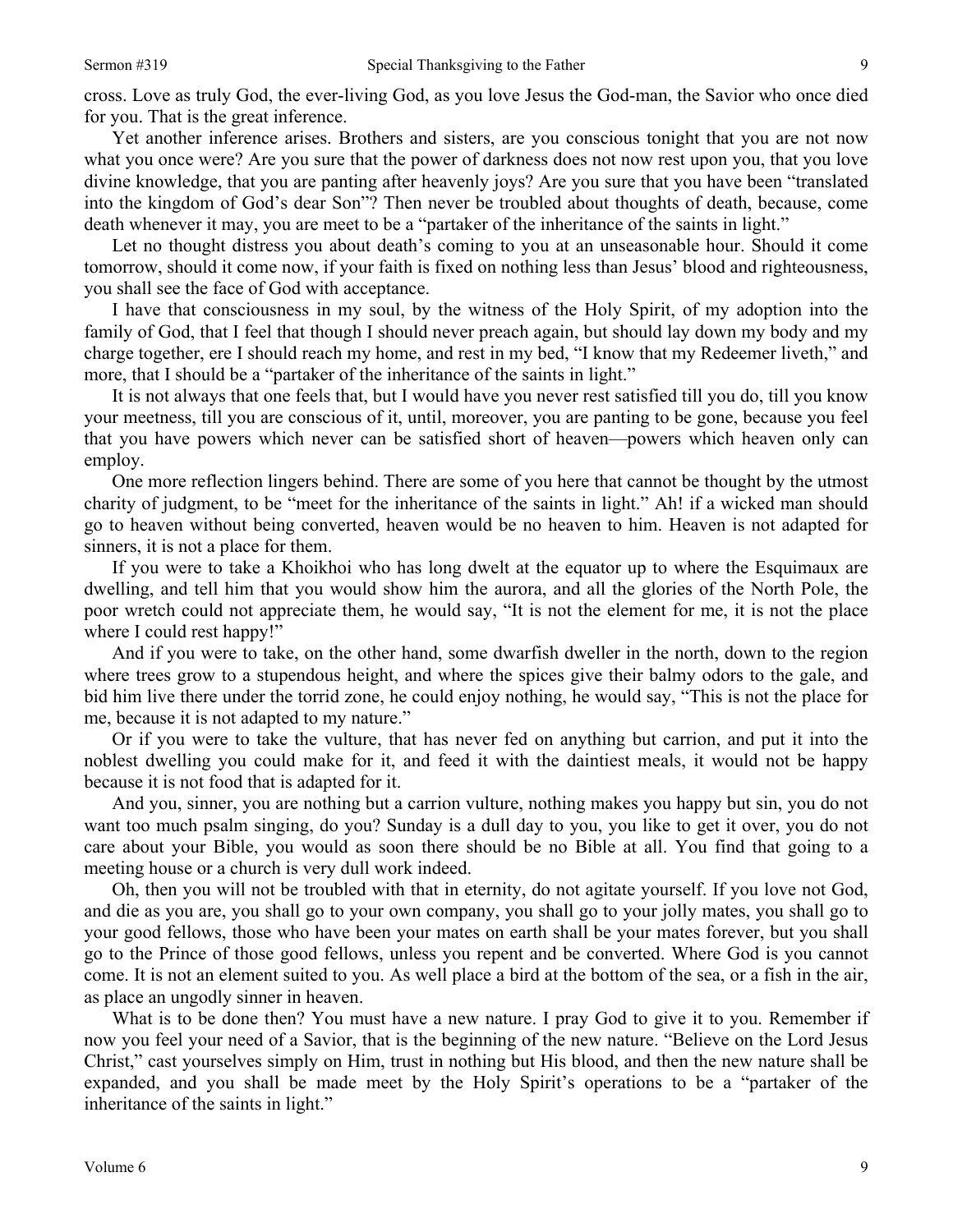cross. Love as truly God, the ever-living God, as you love Jesus the God-man, the Savior who once died for you. That is the great inference.

Yet another inference arises. Brothers and sisters, are you conscious tonight that you are not now what you once were? Are you sure that the power of darkness does not now rest upon you, that you love divine knowledge, that you are panting after heavenly joys? Are you sure that you have been "translated into the kingdom of God's dear Son"? Then never be troubled about thoughts of death, because, come death whenever it may, you are meet to be a "partaker of the inheritance of the saints in light."

Let no thought distress you about death's coming to you at an unseasonable hour. Should it come tomorrow, should it come now, if your faith is fixed on nothing less than Jesus' blood and righteousness, you shall see the face of God with acceptance.

I have that consciousness in my soul, by the witness of the Holy Spirit, of my adoption into the family of God, that I feel that though I should never preach again, but should lay down my body and my charge together, ere I should reach my home, and rest in my bed, "I know that my Redeemer liveth," and more, that I should be a "partaker of the inheritance of the saints in light."

It is not always that one feels that, but I would have you never rest satisfied till you do, till you know your meetness, till you are conscious of it, until, moreover, you are panting to be gone, because you feel that you have powers which never can be satisfied short of heaven—powers which heaven only can employ.

One more reflection lingers behind. There are some of you here that cannot be thought by the utmost charity of judgment, to be "meet for the inheritance of the saints in light." Ah! if a wicked man should go to heaven without being converted, heaven would be no heaven to him. Heaven is not adapted for sinners, it is not a place for them.

If you were to take a Khoikhoi who has long dwelt at the equator up to where the Esquimaux are dwelling, and tell him that you would show him the aurora, and all the glories of the North Pole, the poor wretch could not appreciate them, he would say, "It is not the element for me, it is not the place where I could rest happy!"

And if you were to take, on the other hand, some dwarfish dweller in the north, down to the region where trees grow to a stupendous height, and where the spices give their balmy odors to the gale, and bid him live there under the torrid zone, he could enjoy nothing, he would say, "This is not the place for me, because it is not adapted to my nature."

Or if you were to take the vulture, that has never fed on anything but carrion, and put it into the noblest dwelling you could make for it, and feed it with the daintiest meals, it would not be happy because it is not food that is adapted for it.

And you, sinner, you are nothing but a carrion vulture, nothing makes you happy but sin, you do not want too much psalm singing, do you? Sunday is a dull day to you, you like to get it over, you do not care about your Bible, you would as soon there should be no Bible at all. You find that going to a meeting house or a church is very dull work indeed.

Oh, then you will not be troubled with that in eternity, do not agitate yourself. If you love not God, and die as you are, you shall go to your own company, you shall go to your jolly mates, you shall go to your good fellows, those who have been your mates on earth shall be your mates forever, but you shall go to the Prince of those good fellows, unless you repent and be converted. Where God is you cannot come. It is not an element suited to you. As well place a bird at the bottom of the sea, or a fish in the air, as place an ungodly sinner in heaven.

What is to be done then? You must have a new nature. I pray God to give it to you. Remember if now you feel your need of a Savior, that is the beginning of the new nature. "Believe on the Lord Jesus Christ," cast yourselves simply on Him, trust in nothing but His blood, and then the new nature shall be expanded, and you shall be made meet by the Holy Spirit's operations to be a "partaker of the inheritance of the saints in light."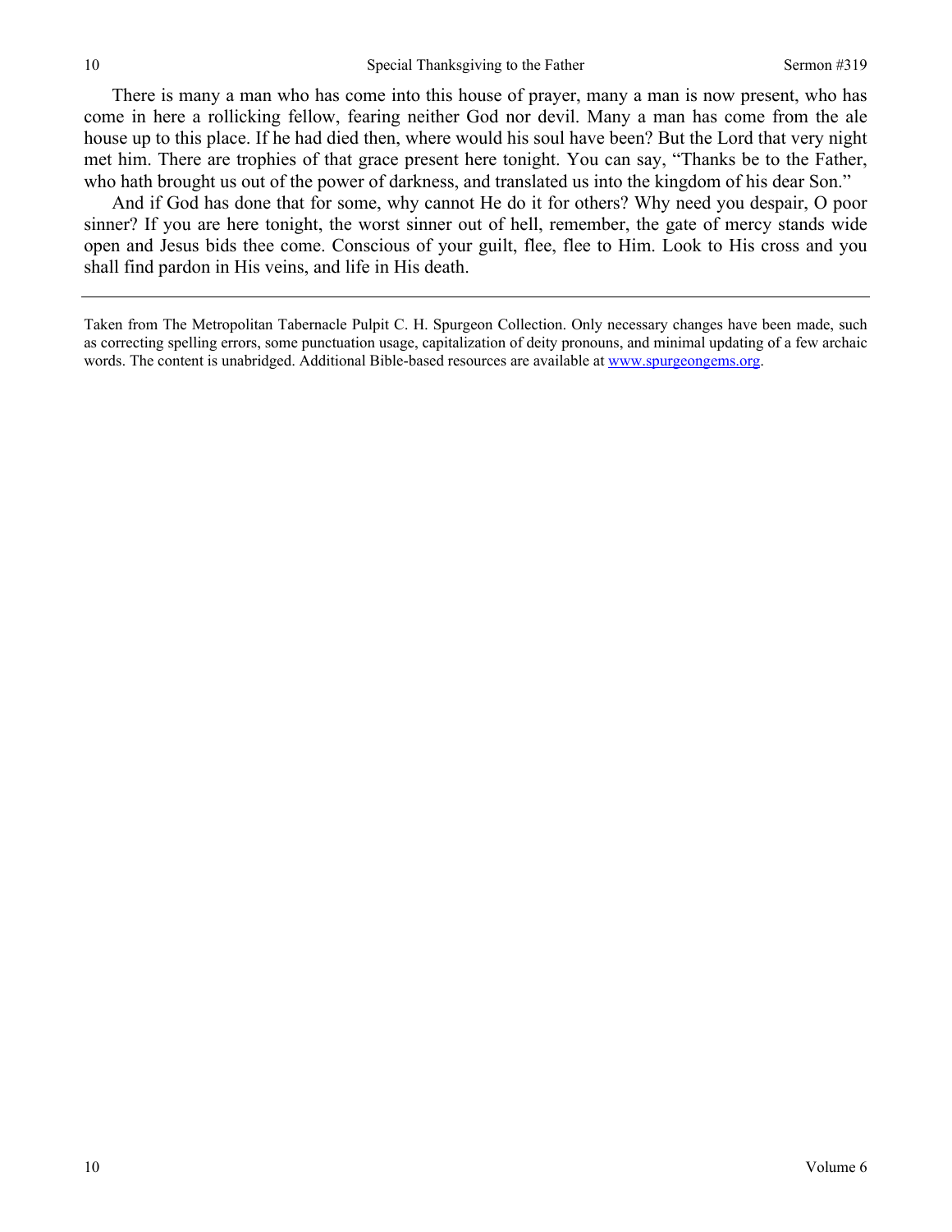There is many a man who has come into this house of prayer, many a man is now present, who has come in here a rollicking fellow, fearing neither God nor devil. Many a man has come from the ale house up to this place. If he had died then, where would his soul have been? But the Lord that very night met him. There are trophies of that grace present here tonight. You can say, "Thanks be to the Father, who hath brought us out of the power of darkness, and translated us into the kingdom of his dear Son."

And if God has done that for some, why cannot He do it for others? Why need you despair, O poor sinner? If you are here tonight, the worst sinner out of hell, remember, the gate of mercy stands wide open and Jesus bids thee come. Conscious of your guilt, flee, flee to Him. Look to His cross and you shall find pardon in His veins, and life in His death.

---

Taken from The Metropolitan Tabernacle Pulpit C. H. Spurgeon Collection. Only necessary changes have been made, such as correcting spelling errors, some punctuation usage, capitalization of deity pronouns, and minimal updating of a few archaic words. The content is unabridged. Additional Bible-based resources are available at [www.spurgeongems.org](http://www.spurgeongems.org).